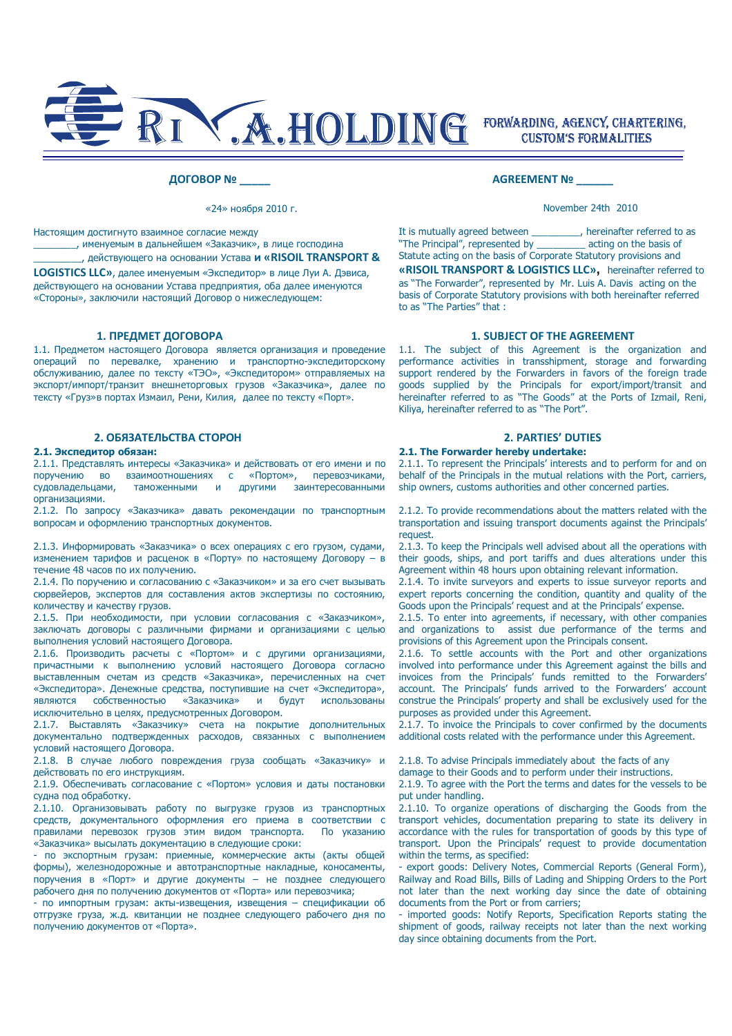RI .A.HOLDING FORWARDING, AGENCY, CHARTERING, CUSTOM'S FORMALITIES

## ДОГОВОР № _____

«24» ноября 2010 г.

Настоящим достигнуто взаимное согласие между ________, именуемым в дальнейшем «Заказчик», в лице господина _________, действующего на основании Устава **и «RISOIL TRANSPORT & LOGISTICS LLC»**, далее именуемым «Экспедитор» в лице Луи А. Дэвиса, действующего на основании Устава предприятия, оба далее именуются «Стороны», заключили настоящий Договор о нижеследующем:

### 1. ПРЕДМЕТ ДОГОВОРА

1.1. Предметом настоящего Договора является организация и проведение операций по перевалке, хранению и транспортно-экспедиторскому обслуживанию, далее по тексту «ТЭО», «Экспедитором» отправляемых на экспорт/импорт/транзит внешнеторговых грузов «Заказчика», далее по тексту «Груз»в портах Измаил, Рени, Килия, далее по тексту «Порт».

### 2. ОБЯЗАТЕЛЬСТВА СТОРОН

**2.1. Экспедитор обязан:**

2.1.1. Представлять интересы «Заказчика» и действовать от его имени и по поручению во взаимоотношениях с «Портом», перевозчиками, судовладельцами, таможенными и другими заинтересованными организациями.

2.1.2. По запросу «Заказчика» давать рекомендации по транспортным вопросам и оформлению транспортных документов.

2.1.3. Информировать «Заказчика» о всех операциях с его грузом, судами, изменением тарифов и расценок в «Порту» по настоящему Договору – в течение 48 часов по их получению.

2.1.4. По поручению и согласованию с «Заказчиком» и за его счет вызывать сюрвейеров, экспертов для составления актов экспертизы по состоянию, количеству и качеству грузов.

2.1.5. При необходимости, при условии согласования с «Заказчиком», заключать договоры с различными фирмами и организациями с целью выполнения условий настоящего Договора.

2.1.6. Производить расчеты с «Портом» и с другими организациями, причастными к выполнению условий настоящего Договора согласно выставленным счетам из средств «Заказчика», перечисленных на счет «Экспедитора». Денежные средства, поступившие на счет «Экспедитора», являются собственностью «Заказчика» и будут использованы исключительно в целях, предусмотренных Договором.

2.1.7. Выставлять «Заказчику» счета на покрытие дополнительных документально подтвержденных расходов, связанных с выполнением условий настоящего Договора.

2.1.8. В случае любого повреждения груза сообщать «Заказчику» и действовать по его инструкциям.

2.1.9. Обеспечивать согласование с «Портом» условия и даты постановки судна под обработку.

2.1.10. Организовывать работу по выгрузке грузов из транспортных средств, документального оформления его приема в соответствии с правилами перевозок грузов этим видом транспорта. По указанию «Заказчика» высылать документацию в следующие сроки:

- по экспортным грузам: приемные, коммерческие акты (акты общей формы), железнодорожные и автотранспортные накладные, коносаменты, поручения в «Порт» и другие документы – не позднее следующего рабочего дня по получению документов от «Порта» или перевозчика;
- по импортным грузам: акты-извещения, извещения – спецификации об отгрузке груза, ж.д. квитанции не позднее следующего рабочего дня по получению документов от «Порта».

## AGREEMENT № ______

November 24th 2010

It is mutually agreed between _________, hereinafter referred to as "The Principal", represented by _________ acting on the basis of Statute acting on the basis of Corporate Statutory provisions and **«RISOIL TRANSPORT & LOGISTICS LLC»**, hereinafter referred to as "The Forwarder", represented by Mr. Luis A. Davis acting on the basis of Corporate Statutory provisions with both hereinafter referred to as "The Parties" that :

### 1. SUBJECT OF THE AGREEMENT

1.1. The subject of this Agreement is the organization and performance activities in transshipment, storage and forwarding support rendered by the Forwarders in favors of the foreign trade goods supplied by the Principals for export/import/transit and hereinafter referred to as "The Goods" at the Ports of Izmail, Reni, Kiliya, hereinafter referred to as "The Port".

### 2. PARTIES' DUTIES

**2.1. The Forwarder hereby undertake:**

2.1.1. To represent the Principals' interests and to perform for and on behalf of the Principals in the mutual relations with the Port, carriers, ship owners, customs authorities and other concerned parties.

2.1.2. To provide recommendations about the matters related with the transportation and issuing transport documents against the Principals' request.

2.1.3. To keep the Principals well advised about all the operations with their goods, ships, and port tariffs and dues alterations under this Agreement within 48 hours upon obtaining relevant information.

2.1.4. To invite surveyors and experts to issue surveyor reports and expert reports concerning the condition, quantity and quality of the Goods upon the Principals' request and at the Principals' expense.

2.1.5. To enter into agreements, if necessary, with other companies and organizations to assist due performance of the terms and provisions of this Agreement upon the Principals consent.

2.1.6. To settle accounts with the Port and other organizations involved into performance under this Agreement against the bills and invoices from the Principals' funds remitted to the Forwarders' account. The Principals' funds arrived to the Forwarders' account construe the Principals' property and shall be exclusively used for the purposes as provided under this Agreement.

2.1.7. To invoice the Principals to cover confirmed by the documents additional costs related with the performance under this Agreement.

2.1.8. To advise Principals immediately about the facts of any damage to their Goods and to perform under their instructions.

2.1.9. To agree with the Port the terms and dates for the vessels to be put under handling.

2.1.10. To organize operations of discharging the Goods from the transport vehicles, documentation preparing to state its delivery in accordance with the rules for transportation of goods by this type of transport. Upon the Principals' request to provide documentation within the terms, as specified:

- export goods: Delivery Notes, Commercial Reports (General Form), Railway and Road Bills, Bills of Lading and Shipping Orders to the Port not later than the next working day since the date of obtaining documents from the Port or from carriers;
- imported goods: Notify Reports, Specification Reports stating the shipment of goods, railway receipts not later than the next working day since obtaining documents from the Port.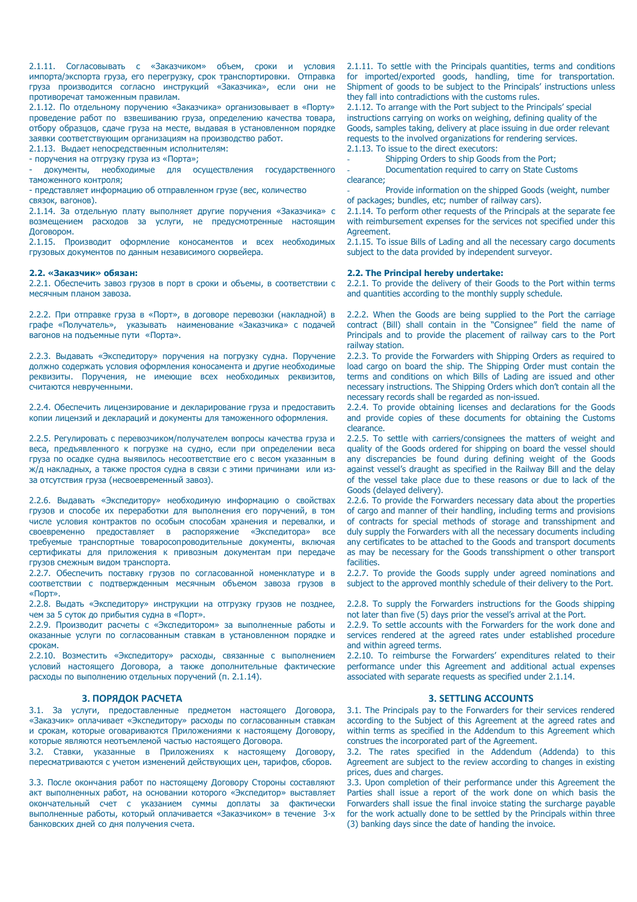2.1.11. Согласовывать с «Заказчиком» объем, сроки и условия импорта/экспорта груза, его перегрузку, срок транспортировки. Отправка груза производится согласно инструкций «Заказчика», если они не противоречат таможенным правилам.

2.1.12. По отдельному поручению «Заказчика» организовывает в «Порту» проведение работ по взвешиванию груза, определению качества товара, отбору образцов, сдаче груза на месте, выдавая в установленном порядке заявки соответствующим организациям на производство работ.

2.1.13. Выдает непосредственным исполнителям:

- поручения на отгрузку груза из «Порта»;
- документы, необходимые для осуществления государственного таможенного контроля;
- представляет информацию об отправленном грузе (вес, количество связок, вагонов).

2.1.14. За отдельную плату выполняет другие поручения «Заказчика» с возмещением расходов за услуги, не предусмотренные настоящим Договором.

2.1.15. Производит оформление коносаментов и всех необходимых грузовых документов по данным независимого сюрвейера.

**2.2. «Заказчик» обязан:**

2.2.1. Обеспечить завоз грузов в порт в сроки и объемы, в соответствии с месячным планом завоза.

2.2.2. При отправке груза в «Порт», в договоре перевозки (накладной) в графе «Получатель», указывать наименование «Заказчика» с подачей вагонов на подъемные пути «Порта».

2.2.3. Выдавать «Экспедитору» поручения на погрузку судна. Поручение должно содержать условия оформления коносамента и другие необходимые реквизиты. Поручения, не имеющие всех необходимых реквизитов, считаются неврученными.

2.2.4. Обеспечить лицензирование и декларирование груза и предоставить копии лицензий и деклараций и документы для таможенного оформления.

2.2.5. Регулировать с перевозчиком/получателем вопросы качества груза и веса, предъявленного к погрузке на судно, если при определении веса груза по осадке судна выявилось несоответствие его с весом указанным в ж/д накладных, а также простоя судна в связи с этими причинами или из-за отсутствия груза (несвоевременный завоз).

2.2.6. Выдавать «Экспедитору» необходимую информацию о свойствах грузов и способе их переработки для выполнения его поручений, в том числе условия контрактов по особым способам хранения и перевалки, и своевременно предоставляет в распоряжение «Экспедитора» все требуемые транспортные товаросопроводительные документы, включая сертификаты для приложения к привозным документам при передаче грузов смежным видом транспорта.

2.2.7. Обеспечить поставку грузов по согласованной номенклатуре и в соответствии с подтвержденным месячным объемом завоза грузов в «Порт».

2.2.8. Выдать «Экспедитору» инструкции на отгрузку грузов не позднее, чем за 5 суток до прибытия судна в «Порт».

2.2.9. Производит расчеты с «Экспедитором» за выполненные работы и оказанные услуги по согласованным ставкам в установленном порядке и сроках.

2.2.10. Возместить «Экспедитору» расходы, связанные с выполнением условий настоящего Договора, а также дополнительные фактические расходы по выполнению отдельных поручений (п. 2.1.14).

## 3. ПОРЯДОК РАСЧЕТА

3.1. За услуги, предоставленные предметом настоящего Договора, «Заказчик» оплачивает «Экспедитору» расходы по согласованным ставкам и срокам, которые оговариваются Приложениями к настоящему Договору, которые являются неотъемлемой частью настоящего Договора.

3.2. Ставки, указанные в Приложениях к настоящему Договору, пересматриваются с учетом изменений действующих цен, тарифов, сборов.

3.3. После окончания работ по настоящему Договору Стороны составляют акт выполненных работ, на основании которого «Экспедитор» выставляет окончательный счет с указанием суммы доплаты за фактически выполненные работы, который оплачивается «Заказчиком» в течение 3-х банковских дней со дня получения счета.

2.1.11. To settle with the Principals quantities, terms and conditions for imported/exported goods, handling, time for transportation. Shipment of goods to be subject to the Principals' instructions unless they fall into contradictions with the customs rules.

2.1.12. To arrange with the Port subject to the Principals' special instructions carrying on works on weighing, defining quality of the Goods, samples taking, delivery at place issuing in due order relevant requests to the involved organizations for rendering services.

2.1.13. To issue to the direct executors:

- Shipping Orders to ship Goods from the Port;
- Documentation required to carry on State Customs clearance;
- Provide information on the shipped Goods (weight, number of packages; bundles, etc; number of railway cars).

2.1.14. To perform other requests of the Principals at the separate fee with reimbursement expenses for the services not specified under this Agreement.

2.1.15. To issue Bills of Lading and all the necessary cargo documents subject to the data provided by independent surveyor.

**2.2. The Principal hereby undertake:**

2.2.1. To provide the delivery of their Goods to the Port within terms and quantities according to the monthly supply schedule.

2.2.2. When the Goods are being supplied to the Port the carriage contract (Bill) shall contain in the "Consignee" field the name of Principals and to provide the placement of railway cars to the Port railway station.

2.2.3. To provide the Forwarders with Shipping Orders as required to load cargo on board the ship. The Shipping Order must contain the terms and conditions on which Bills of Lading are issued and other necessary instructions. The Shipping Orders which don't contain all the necessary records shall be regarded as non-issued.

2.2.4. To provide obtaining licenses and declarations for the Goods and provide copies of these documents for obtaining the Customs clearance.

2.2.5. To settle with carriers/consignees the matters of weight and quality of the Goods ordered for shipping on board the vessel should any discrepancies be found during defining weight of the Goods against vessel's draught as specified in the Railway Bill and the delay of the vessel take place due to these reasons or due to lack of the Goods (delayed delivery).

2.2.6. To provide the Forwarders necessary data about the properties of cargo and manner of their handling, including terms and provisions of contracts for special methods of storage and transshipment and duly supply the Forwarders with all the necessary documents including any certificates to be attached to the Goods and transport documents as may be necessary for the Goods transshipment o other transport facilities.

2.2.7. To provide the Goods supply under agreed nominations and subject to the approved monthly schedule of their delivery to the Port.

2.2.8. To supply the Forwarders instructions for the Goods shipping not later than five (5) days prior the vessel's arrival at the Port.

2.2.9. To settle accounts with the Forwarders for the work done and services rendered at the agreed rates under established procedure and within agreed terms.

2.2.10. To reimburse the Forwarders' expenditures related to their performance under this Agreement and additional actual expenses associated with separate requests as specified under 2.1.14.

## 3. SETTLING ACCOUNTS

3.1. The Principals pay to the Forwarders for their services rendered according to the Subject of this Agreement at the agreed rates and within terms as specified in the Addendum to this Agreement which construes the incorporated part of the Agreement.

3.2. The rates specified in the Addendum (Addenda) to this Agreement are subject to the review according to changes in existing prices, dues and charges.

3.3. Upon completion of their performance under this Agreement the Parties shall issue a report of the work done on which basis the Forwarders shall issue the final invoice stating the surcharge payable for the work actually done to be settled by the Principals within three (3) banking days since the date of handing the invoice.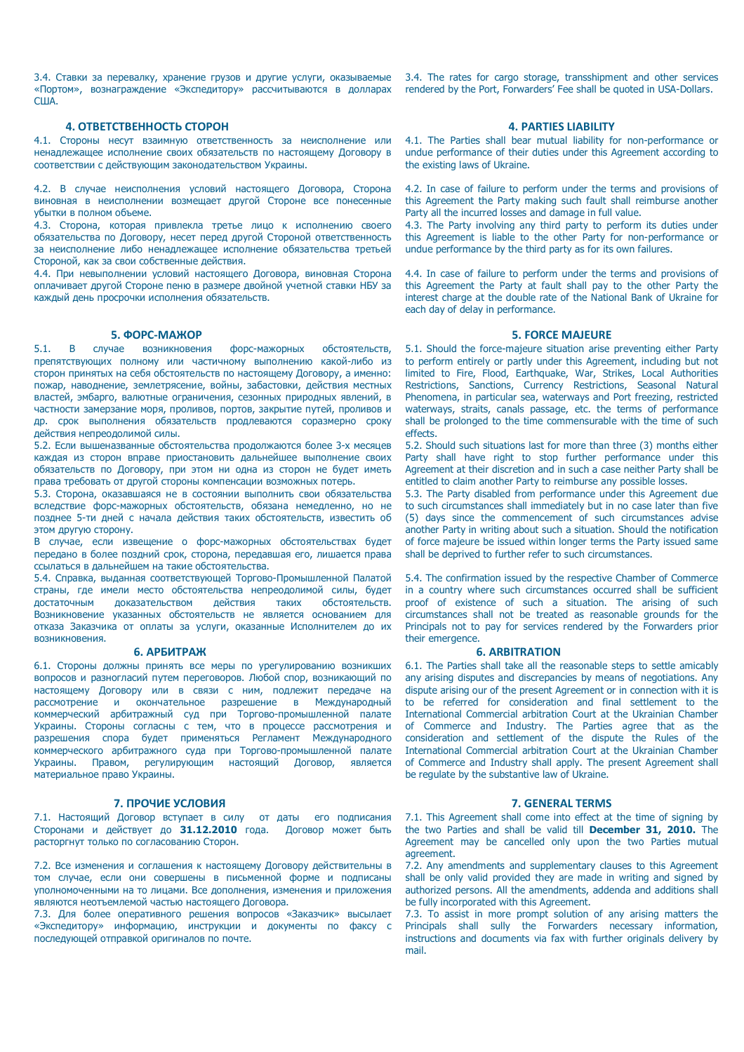3.4. Ставки за перевалку, хранение грузов и другие услуги, оказываемые «Портом», вознаграждение «Экспедитору» рассчитываются в долларах США.

3.4. The rates for cargo storage, transshipment and other services rendered by the Port, Forwarders' Fee shall be quoted in USA-Dollars.

## 4. ОТВЕТСТВЕННОСТЬ СТОРОН

4.1. Стороны несут взаимную ответственность за неисполнение или ненадлежащее исполнение своих обязательств по настоящему Договору в соответствии с действующим законодательством Украины.

4.2. В случае неисполнения условий настоящего Договора, Сторона виновная в неисполнении возмещает другой Стороне все понесенные убытки в полном объеме.

4.3. Сторона, которая привлекла третье лицо к исполнению своего обязательства по Договору, несет перед другой Стороной ответственность за неисполнение либо ненадлежащее исполнение обязательства третьей Стороной, как за свои собственные действия.

4.4. При невыполнении условий настоящего Договора, виновная Сторона оплачивает другой Стороне пеню в размере двойной учетной ставки НБУ за каждый день просрочки исполнения обязательств.

## 4. PARTIES LIABILITY

4.1. The Parties shall bear mutual liability for non-performance or undue performance of their duties under this Agreement according to the existing laws of Ukraine.

4.2. In case of failure to perform under the terms and provisions of this Agreement the Party making such fault shall reimburse another Party all the incurred losses and damage in full value.

4.3. The Party involving any third party to perform its duties under this Agreement is liable to the other Party for non-performance or undue performance by the third party as for its own failures.

4.4. In case of failure to perform under the terms and provisions of this Agreement the Party at fault shall pay to the other Party the interest charge at the double rate of the National Bank of Ukraine for each day of delay in performance.

## 5. ФОРС-МАЖОР

5.1. В случае возникновения форс-мажорных обстоятельств, препятствующих полному или частичному выполнению какой-либо из сторон принятых на себя обстоятельств по настоящему Договору, а именно: пожар, наводнение, землетрясение, войны, забастовки, действия местных властей, эмбарго, валютные ограничения, сезонных природных явлений, в частности замерзание моря, проливов, портов, закрытие путей, проливов и др. срок выполнения обязательств продлеваются соразмерно сроку действия непреодолимой силы.

5.2. Если вышеназванные обстоятельства продолжаются более 3-х месяцев каждая из сторон вправе приостановить дальнейшее выполнение своих обязательств по Договору, при этом ни одна из сторон не будет иметь права требовать от другой стороны компенсации возможных потерь.

5.3. Сторона, оказавшаяся не в состоянии выполнить свои обязательства вследствие форс-мажорных обстоятельств, обязана немедленно, но не позднее 5-ти дней с начала действия таких обстоятельств, известить об этом другую сторону.

В случае, если извещение о форс-мажорных обстоятельствах будет передано в более поздний срок, сторона, передавшая его, лишается права ссылаться в дальнейшем на такие обстоятельства.

5.4. Справка, выданная соответствующей Торгово-Промышленной Палатой страны, где имели место обстоятельства непреодолимой силы, будет достаточным доказательством действия таких обстоятельств. Возникновение указанных обстоятельств не является основанием для отказа Заказчика от оплаты за услуги, оказанные Исполнителем до их возникновения.

## 5. FORCE MAJEURE

5.1. Should the force-majeure situation arise preventing either Party to perform entirely or partly under this Agreement, including but not limited to Fire, Flood, Earthquake, War, Strikes, Local Authorities Restrictions, Sanctions, Currency Restrictions, Seasonal Natural Phenomena, in particular sea, waterways and Port freezing, restricted waterways, straits, canals passage, etc. the terms of performance shall be prolonged to the time commensurable with the time of such effects.

5.2. Should such situations last for more than three (3) months either Party shall have right to stop further performance under this Agreement at their discretion and in such a case neither Party shall be entitled to claim another Party to reimburse any possible losses.

5.3. The Party disabled from performance under this Agreement due to such circumstances shall immediately but in no case later than five (5) days since the commencement of such circumstances advise another Party in writing about such a situation. Should the notification of force majeure be issued within longer terms the Party issued same shall be deprived to further refer to such circumstances.

5.4. The confirmation issued by the respective Chamber of Commerce in a country where such circumstances occurred shall be sufficient proof of existence of such a situation. The arising of such circumstances shall not be treated as reasonable grounds for the Principals not to pay for services rendered by the Forwarders prior their emergence.

## 6. АРБИТРАЖ

6.1. Стороны должны принять все меры по урегулированию возникших вопросов и разногласий путем переговоров. Любой спор, возникающий по настоящему Договору или в связи с ним, подлежит передаче на рассмотрение и окончательное разрешение в Международный коммерческий арбитражный суд при Торгово-промышленной палате Украины. Стороны согласны с тем, что в процессе рассмотрения и разрешения спора будет применяться Регламент Международного коммерческого арбитражного суда при Торгово-промышленной палате Украины. Правом, регулирующим настоящий Договор, является материальное право Украины.

## 6. ARBITRATION

6.1. The Parties shall take all the reasonable steps to settle amicably any arising disputes and discrepancies by means of negotiations. Any dispute arising our of the present Agreement or in connection with it is to be referred for consideration and final settlement to the International Commercial arbitration Court at the Ukrainian Chamber of Commerce and Industry. The Parties agree that as the consideration and settlement of the dispute the Rules of the International Commercial arbitration Court at the Ukrainian Chamber of Commerce and Industry shall apply. The present Agreement shall be regulate by the substantive law of Ukraine.

## 7. ПРОЧИЕ УСЛОВИЯ

7.1. Настоящий Договор вступает в силу от даты его подписания Сторонами и действует до **31.12.2010** года. Договор может быть расторгнут только по согласованию Сторон.

7.2. Все изменения и соглашения к настоящему Договору действительны в том случае, если они совершены в письменной форме и подписаны уполномоченными на то лицами. Все дополнения, изменения и приложения являются неотъемлемой частью настоящего Договора.

7.3. Для более оперативного решения вопросов «Заказчик» высылает «Экспедитору» информацию, инструкции и документы по факсу с последующей отправкой оригиналов по почте.

## 7. GENERAL TERMS

7.1. This Agreement shall come into effect at the time of signing by the two Parties and shall be valid till **December 31, 2010.** The Agreement may be cancelled only upon the two Parties mutual agreement.

7.2. Any amendments and supplementary clauses to this Agreement shall be only valid provided they are made in writing and signed by authorized persons. All the amendments, addenda and additions shall be fully incorporated with this Agreement.

7.3. To assist in more prompt solution of any arising matters the Principals shall sully the Forwarders necessary information, instructions and documents via fax with further originals delivery by mail.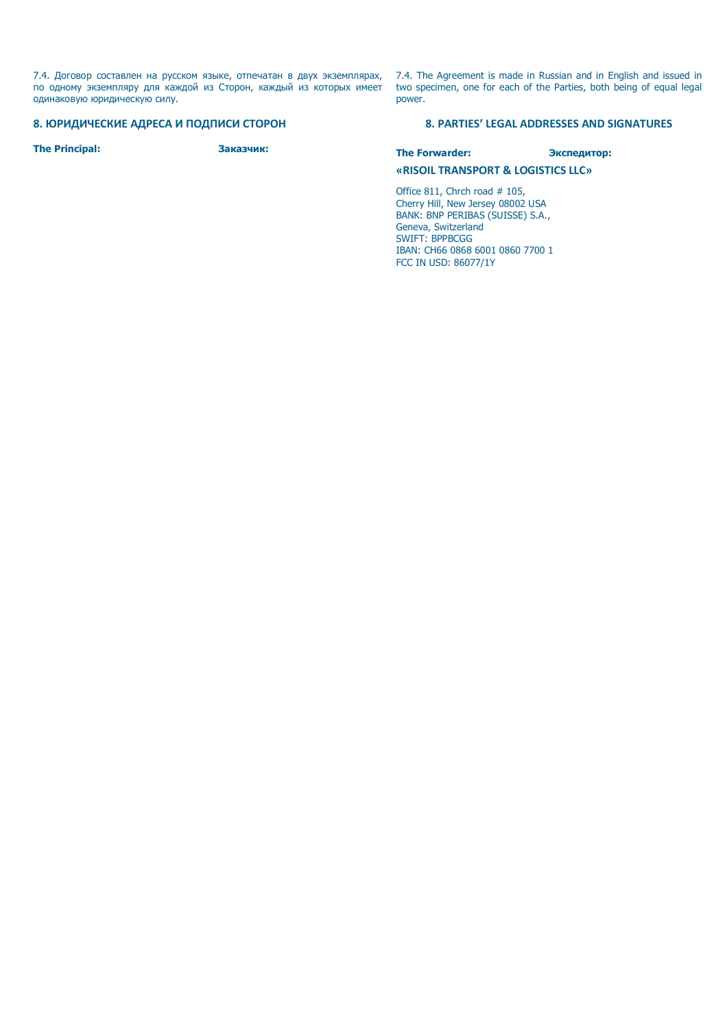7.4. Договор составлен на русском языке, отпечатан в двух экземплярах, по одному экземпляру для каждой из Сторон, каждый из которых имеет одинаковую юридическую силу.

7.4. The Agreement is made in Russian and in English and issued in two specimen, one for each of the Parties, both being of equal legal power.

## 8. ЮРИДИЧЕСКИЕ АДРЕСА И ПОДПИСИ СТОРОН

## 8. PARTIES' LEGAL ADDRESSES AND SIGNATURES

**The Principal:** **Заказчик:**

**The Forwarder:** **Экспедитор:**

**«RISOIL TRANSPORT & LOGISTICS LLC»**

Office 811, Chrch road # 105,
Cherry Hill, New Jersey 08002 USA
BANK: BNP PERIBAS (SUISSE) S.A.,
Geneva, Switzerland
SWIFT: BPPBCGG
IBAN: CH66 0868 6001 0860 7700 1
FCC IN USD: 86077/1Y